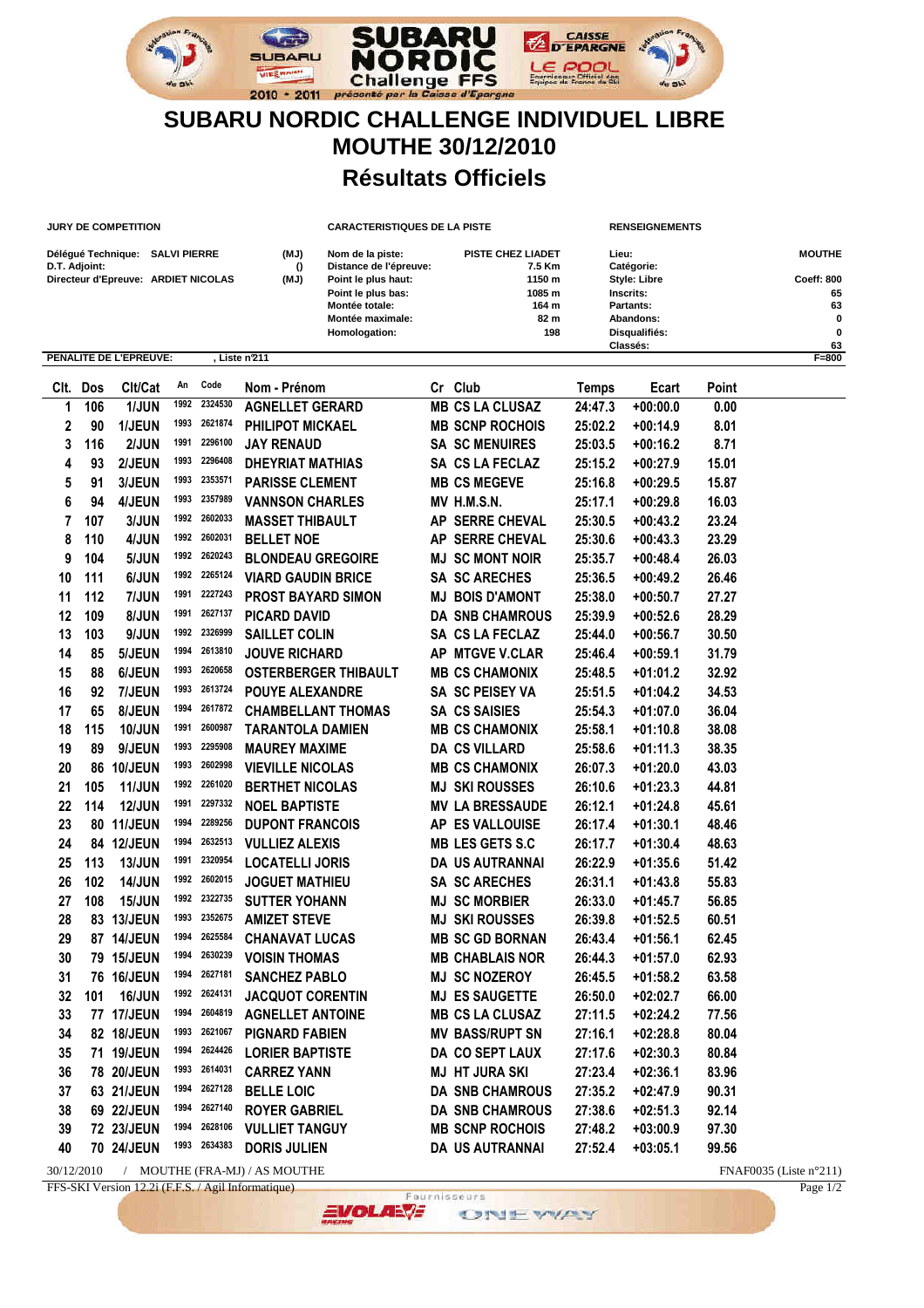# SUBARU NORDIC CHALLENGE INDIVIDUEL LIBRE

## MOUTHE 30/12/2010

## Résultats Officiels

**JURY DE COMPETITION**

Délégué Technique: SALVI PIERRE (MJ)
D.T. Adjoint: ()
Directeur d'Epreuve: ARDIET NICOLAS (MJ)

**CARACTERISTIQUES DE LA PISTE**

| | |
|---|---|
| Nom de la piste: | PISTE CHEZ LIADET |
| Distance de l'épreuve: | 7.5 Km |
| Point le plus haut: | 1150 m |
| Point le plus bas: | 1085 m |
| Montée totale: | 164 m |
| Montée maximale: | 82 m |
| Homologation: | 198 |

**RENSEIGNEMENTS**

| | |
|---|---|
| Lieu: | MOUTHE |
| Catégorie: | |
| Style: Libre | Coeff: 800 |
| Inscrits: | 65 |
| Partants: | 63 |
| Abandons: | 0 |
| Disqualifiés: | 0 |
| Classés: | 63 |

**PENALITE DE L'EPREUVE:** , Liste n°211 F=800

| Clt. | Dos | Clt/Cat | An | Code | Nom - Prénom | Cr | Club | Temps | Ecart | Point |
|---|---|---|---|---|---|---|---|---|---|---|
| 1 | 106 | 1/JUN | 1992 | 2324530 | AGNELLET GERARD | MB | CS LA CLUSAZ | 24:47.3 | +00:00.0 | 0.00 |
| 2 | 90 | 1/JEUN | 1993 | 2621874 | PHILIPOT MICKAEL | MB | SCNP ROCHOIS | 25:02.2 | +00:14.9 | 8.01 |
| 3 | 116 | 2/JUN | 1991 | 2296100 | JAY RENAUD | SA | SC MENUIRES | 25:03.5 | +00:16.2 | 8.71 |
| 4 | 93 | 2/JEUN | 1993 | 2296408 | DHEYRIAT MATHIAS | SA | CS LA FECLAZ | 25:15.2 | +00:27.9 | 15.01 |
| 5 | 91 | 3/JEUN | 1993 | 2353571 | PARISSE CLEMENT | MB | CS MEGEVE | 25:16.8 | +00:29.5 | 15.87 |
| 6 | 94 | 4/JEUN | 1993 | 2357989 | VANNSON CHARLES | MV | H.M.S.N. | 25:17.1 | +00:29.8 | 16.03 |
| 7 | 107 | 3/JUN | 1992 | 2602033 | MASSET THIBAULT | AP | SERRE CHEVAL | 25:30.5 | +00:43.2 | 23.24 |
| 8 | 110 | 4/JUN | 1992 | 2602031 | BELLET NOE | AP | SERRE CHEVAL | 25:30.6 | +00:43.3 | 23.29 |
| 9 | 104 | 5/JUN | 1992 | 2620243 | BLONDEAU GREGOIRE | MJ | SC MONT NOIR | 25:35.7 | +00:48.4 | 26.03 |
| 10 | 111 | 6/JUN | 1992 | 2265124 | VIARD GAUDIN BRICE | SA | SC ARECHES | 25:36.5 | +00:49.2 | 26.46 |
| 11 | 112 | 7/JUN | 1991 | 2227243 | PROST BAYARD SIMON | MJ | BOIS D'AMONT | 25:38.0 | +00:50.7 | 27.27 |
| 12 | 109 | 8/JUN | 1991 | 2627137 | PICARD DAVID | DA | SNB CHAMROUS | 25:39.9 | +00:52.6 | 28.29 |
| 13 | 103 | 9/JUN | 1992 | 2326999 | SAILLET COLIN | SA | CS LA FECLAZ | 25:44.0 | +00:56.7 | 30.50 |
| 14 | 85 | 5/JEUN | 1994 | 2613810 | JOUVE RICHARD | AP | MTGVE V.CLAR | 25:46.4 | +00:59.1 | 31.79 |
| 15 | 88 | 6/JEUN | 1993 | 2620658 | OSTERBERGER THIBAULT | MB | CS CHAMONIX | 25:48.5 | +01:01.2 | 32.92 |
| 16 | 92 | 7/JEUN | 1993 | 2613724 | POUYE ALEXANDRE | SA | SC PEISEY VA | 25:51.5 | +01:04.2 | 34.53 |
| 17 | 65 | 8/JEUN | 1994 | 2617872 | CHAMBELLANT THOMAS | SA | CS SAISIES | 25:54.3 | +01:07.0 | 36.04 |
| 18 | 115 | 10/JUN | 1991 | 2600987 | TARANTOLA DAMIEN | MB | CS CHAMONIX | 25:58.1 | +01:10.8 | 38.08 |
| 19 | 89 | 9/JEUN | 1993 | 2295908 | MAUREY MAXIME | DA | CS VILLARD | 25:58.6 | +01:11.3 | 38.35 |
| 20 | 86 | 10/JEUN | 1993 | 2602998 | VIEVILLE NICOLAS | MB | CS CHAMONIX | 26:07.3 | +01:20.0 | 43.03 |
| 21 | 105 | 11/JUN | 1992 | 2261020 | BERTHET NICOLAS | MJ | SKI ROUSSES | 26:10.6 | +01:23.3 | 44.81 |
| 22 | 114 | 12/JUN | 1991 | 2297332 | NOEL BAPTISTE | MV | LA BRESSAUDE | 26:12.1 | +01:24.8 | 45.61 |
| 23 | 80 | 11/JEUN | 1994 | 2289256 | DUPONT FRANCOIS | AP | ES VALLOUISE | 26:17.4 | +01:30.1 | 48.46 |
| 24 | 84 | 12/JEUN | 1994 | 2632513 | VULLIEZ ALEXIS | MB | LES GETS S.C | 26:17.7 | +01:30.4 | 48.63 |
| 25 | 113 | 13/JUN | 1991 | 2320954 | LOCATELLI JORIS | DA | US AUTRANNAI | 26:22.9 | +01:35.6 | 51.42 |
| 26 | 102 | 14/JUN | 1992 | 2602015 | JOGUET MATHIEU | SA | SC ARECHES | 26:31.1 | +01:43.8 | 55.83 |
| 27 | 108 | 15/JUN | 1992 | 2322735 | SUTTER YOHANN | MJ | SC MORBIER | 26:33.0 | +01:45.7 | 56.85 |
| 28 | 83 | 13/JEUN | 1993 | 2352675 | AMIZET STEVE | MJ | SKI ROUSSES | 26:39.8 | +01:52.5 | 60.51 |
| 29 | 87 | 14/JEUN | 1994 | 2625584 | CHANAVAT LUCAS | MB | SC GD BORNAN | 26:43.4 | +01:56.1 | 62.45 |
| 30 | 79 | 15/JEUN | 1994 | 2630239 | VOISIN THOMAS | MB | CHABLAIS NOR | 26:44.3 | +01:57.0 | 62.93 |
| 31 | 76 | 16/JEUN | 1994 | 2627181 | SANCHEZ PABLO | MJ | SC NOZEROY | 26:45.5 | +01:58.2 | 63.58 |
| 32 | 101 | 16/JUN | 1992 | 2624131 | JACQUOT CORENTIN | MJ | ES SAUGETTE | 26:50.0 | +02:02.7 | 66.00 |
| 33 | 77 | 17/JEUN | 1994 | 2604819 | AGNELLET ANTOINE | MB | CS LA CLUSAZ | 27:11.5 | +02:24.2 | 77.56 |
| 34 | 82 | 18/JEUN | 1993 | 2621067 | PIGNARD FABIEN | MV | BASS/RUPT SN | 27:16.1 | +02:28.8 | 80.04 |
| 35 | 71 | 19/JEUN | 1994 | 2624426 | LORIER BAPTISTE | DA | CO SEPT LAUX | 27:17.6 | +02:30.3 | 80.84 |
| 36 | 78 | 20/JEUN | 1993 | 2614031 | CARREZ YANN | MJ | HT JURA SKI | 27:23.4 | +02:36.1 | 83.96 |
| 37 | 63 | 21/JEUN | 1994 | 2627128 | BELLE LOIC | DA | SNB CHAMROUS | 27:35.2 | +02:47.9 | 90.31 |
| 38 | 69 | 22/JEUN | 1994 | 2627140 | ROYER GABRIEL | DA | SNB CHAMROUS | 27:38.6 | +02:51.3 | 92.14 |
| 39 | 72 | 23/JEUN | 1994 | 2628106 | VULLIET TANGUY | MB | SCNP ROCHOIS | 27:48.2 | +03:00.9 | 97.30 |
| 40 | 70 | 24/JEUN | 1993 | 2634383 | DORIS JULIEN | DA | US AUTRANNAI | 27:52.4 | +03:05.1 | 99.56 |

30/12/2010 / MOUTHE (FRA-MJ) / AS MOUTHE FNAF0035 (Liste n°211)

FFS-SKI Version 12.2i (F.F.S. / Agil Informatique)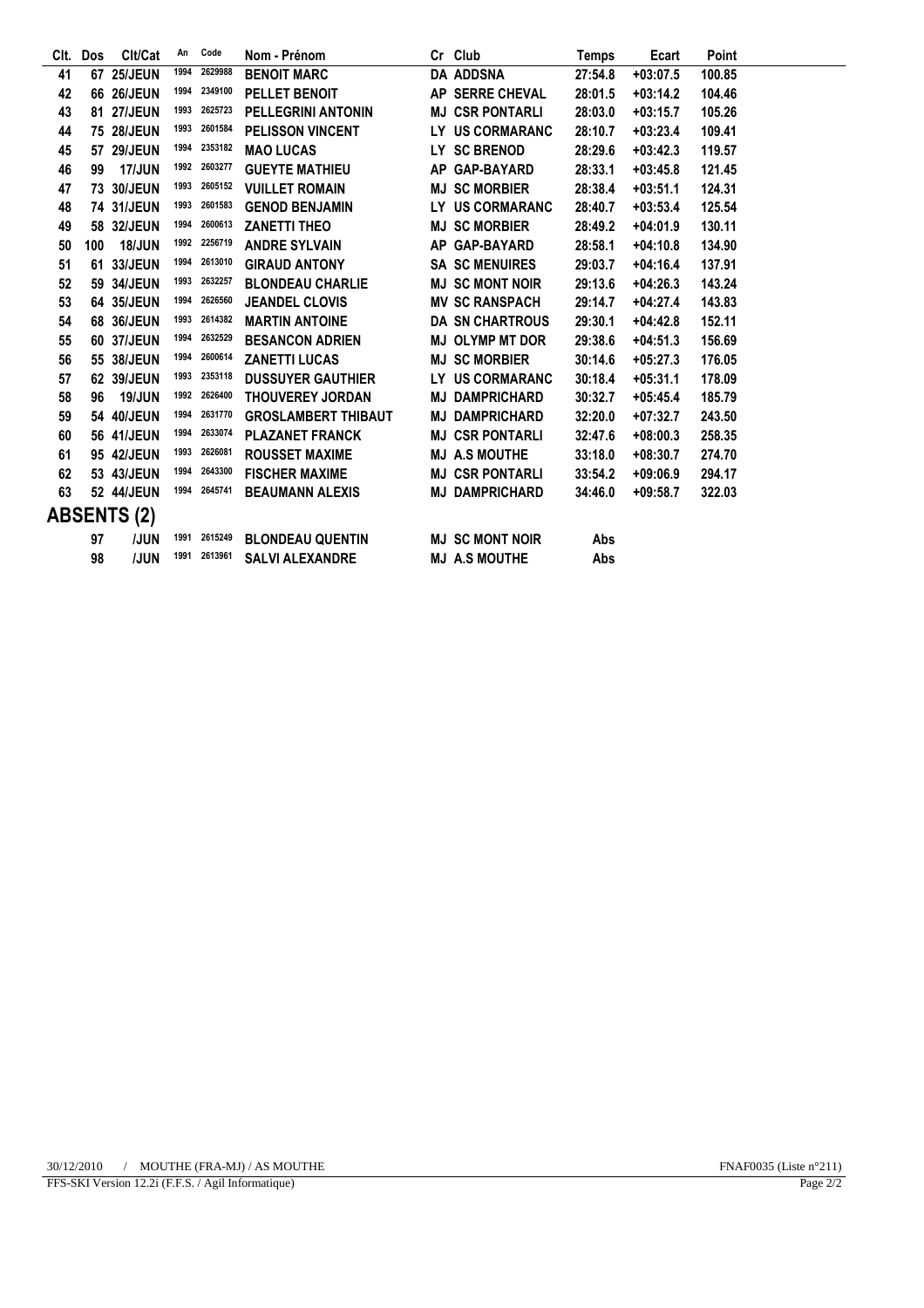| Clt. | Dos | Clt/Cat | An | Code | Nom - Prénom | Cr | Club | Temps | Ecart | Point |
|---|---|---|---|---|---|---|---|---|---|---|
| 41 | 67 | 25/JEUN | 1994 | 2629988 | BENOIT MARC | DA | ADDSNA | 27:54.8 | +03:07.5 | 100.85 |
| 42 | 66 | 26/JEUN | 1994 | 2349100 | PELLET BENOIT | AP | SERRE CHEVAL | 28:01.5 | +03:14.2 | 104.46 |
| 43 | 81 | 27/JEUN | 1993 | 2625723 | PELLEGRINI ANTONIN | MJ | CSR PONTARLI | 28:03.0 | +03:15.7 | 105.26 |
| 44 | 75 | 28/JEUN | 1993 | 2601584 | PELISSON VINCENT | LY | US CORMARANC | 28:10.7 | +03:23.4 | 109.41 |
| 45 | 57 | 29/JEUN | 1994 | 2353182 | MAO LUCAS | LY | SC BRENOD | 28:29.6 | +03:42.3 | 119.57 |
| 46 | 99 | 17/JUN | 1992 | 2603277 | GUEYTE MATHIEU | AP | GAP-BAYARD | 28:33.1 | +03:45.8 | 121.45 |
| 47 | 73 | 30/JEUN | 1993 | 2605152 | VUILLET ROMAIN | MJ | SC MORBIER | 28:38.4 | +03:51.1 | 124.31 |
| 48 | 74 | 31/JEUN | 1993 | 2601583 | GENOD BENJAMIN | LY | US CORMARANC | 28:40.7 | +03:53.4 | 125.54 |
| 49 | 58 | 32/JEUN | 1994 | 2600613 | ZANETTI THEO | MJ | SC MORBIER | 28:49.2 | +04:01.9 | 130.11 |
| 50 | 100 | 18/JUN | 1992 | 2256719 | ANDRE SYLVAIN | AP | GAP-BAYARD | 28:58.1 | +04:10.8 | 134.90 |
| 51 | 61 | 33/JEUN | 1994 | 2613010 | GIRAUD ANTONY | SA | SC MENUIRES | 29:03.7 | +04:16.4 | 137.91 |
| 52 | 59 | 34/JEUN | 1993 | 2632257 | BLONDEAU CHARLIE | MJ | SC MONT NOIR | 29:13.6 | +04:26.3 | 143.24 |
| 53 | 64 | 35/JEUN | 1994 | 2626560 | JEANDEL CLOVIS | MV | SC RANSPACH | 29:14.7 | +04:27.4 | 143.83 |
| 54 | 68 | 36/JEUN | 1993 | 2614382 | MARTIN ANTOINE | DA | SN CHARTROUS | 29:30.1 | +04:42.8 | 152.11 |
| 55 | 60 | 37/JEUN | 1994 | 2632529 | BESANCON ADRIEN | MJ | OLYMP MT DOR | 29:38.6 | +04:51.3 | 156.69 |
| 56 | 55 | 38/JEUN | 1994 | 2600614 | ZANETTI LUCAS | MJ | SC MORBIER | 30:14.6 | +05:27.3 | 176.05 |
| 57 | 62 | 39/JEUN | 1993 | 2353118 | DUSSUYER GAUTHIER | LY | US CORMARANC | 30:18.4 | +05:31.1 | 178.09 |
| 58 | 96 | 19/JUN | 1992 | 2626400 | THOUVEREY JORDAN | MJ | DAMPRICHARD | 30:32.7 | +05:45.4 | 185.79 |
| 59 | 54 | 40/JEUN | 1994 | 2631770 | GROSLAMBERT THIBAUT | MJ | DAMPRICHARD | 32:20.0 | +07:32.7 | 243.50 |
| 60 | 56 | 41/JEUN | 1994 | 2633074 | PLAZANET FRANCK | MJ | CSR PONTARLI | 32:47.6 | +08:00.3 | 258.35 |
| 61 | 95 | 42/JEUN | 1993 | 2626081 | ROUSSET MAXIME | MJ | A.S MOUTHE | 33:18.0 | +08:30.7 | 274.70 |
| 62 | 53 | 43/JEUN | 1994 | 2643300 | FISCHER MAXIME | MJ | CSR PONTARLI | 33:54.2 | +09:06.9 | 294.17 |
| 63 | 52 | 44/JEUN | 1994 | 2645741 | BEAUMANN ALEXIS | MJ | DAMPRICHARD | 34:46.0 | +09:58.7 | 322.03 |

## ABSENTS (2)

| | Dos | Clt/Cat | An | Code | Nom - Prénom | Cr | Club | Temps |
|---|---|---|---|---|---|---|---|---|
| | 97 | /JUN | 1991 | 2615249 | BLONDEAU QUENTIN | MJ | SC MONT NOIR | Abs |
| | 98 | /JUN | 1991 | 2613961 | SALVI ALEXANDRE | MJ | A.S MOUTHE | Abs |

30/12/2010 / MOUTHE (FRA-MJ) / AS MOUTHE FNAF0035 (Liste n°211)

FFS-SKI Version 12.2i (F.F.S. / Agil Informatique)